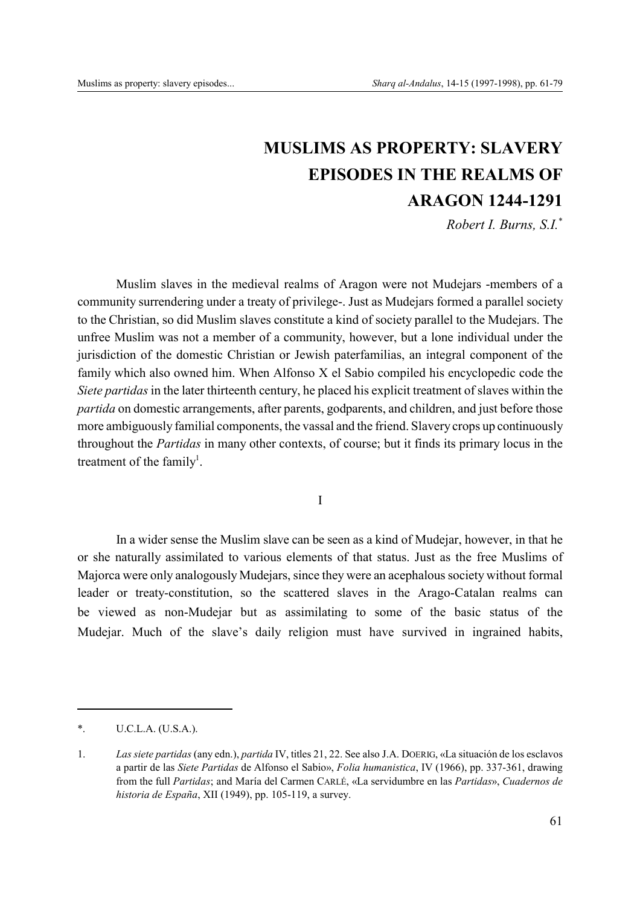# MUSLIMS AS PROPERTY: SLAVERY EPISODES IN THE REALMS OF ARAGON 1244-1291

*Robert I. Burns, S.I.*[*]

Muslim slaves in the medieval realms of Aragon were not Mudejars -members of a community surrendering under a treaty of privilege-. Just as Mudejars formed a parallel society to the Christian, so did Muslim slaves constitute a kind of society parallel to the Mudejars. The unfree Muslim was not a member of a community, however, but a lone individual under the jurisdiction of the domestic Christian or Jewish paterfamilias, an integral component of the family which also owned him. When Alfonso X el Sabio compiled his encyclopedic code the *Siete partidas* in the later thirteenth century, he placed his explicit treatment of slaves within the *partida* on domestic arrangements, after parents, godparents, and children, and just before those more ambiguously familial components, the vassal and the friend. Slavery crops up continuously throughout the *Partidas* in many other contexts, of course; but it finds its primary locus in the treatment of the family[1].

I

In a wider sense the Muslim slave can be seen as a kind of Mudejar, however, in that he or she naturally assimilated to various elements of that status. Just as the free Muslims of Majorca were only analogously Mudejars, since they were an acephalous society without formal leader or treaty-constitution, so the scattered slaves in the Arago-Catalan realms can be viewed as non-Mudejar but as assimilating to some of the basic status of the Mudejar. Much of the slave's daily religion must have survived in ingrained habits,

---

*. U.C.L.A. (U.S.A.).

1. *Las siete partidas* (any edn.), *partida* IV, titles 21, 22. See also J.A. DOERIG, «La situación de los esclavos a partir de las *Siete Partidas* de Alfonso el Sabio», *Folia humanistica*, IV (1966), pp. 337-361, drawing from the full *Partidas*; and María del Carmen CARLÉ, «La servidumbre en las *Partidas*», *Cuadernos de historia de España*, XII (1949), pp. 105-119, a survey.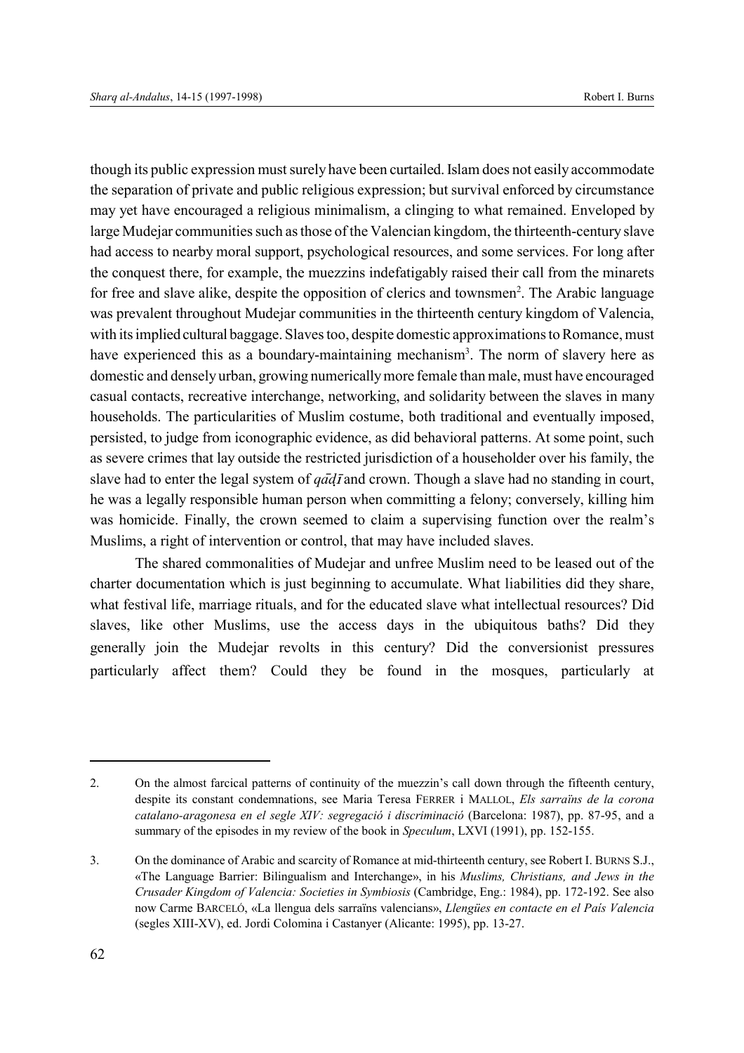though its public expression must surely have been curtailed. Islam does not easily accommodate the separation of private and public religious expression; but survival enforced by circumstance may yet have encouraged a religious minimalism, a clinging to what remained. Enveloped by large Mudejar communities such as those of the Valencian kingdom, the thirteenth-century slave had access to nearby moral support, psychological resources, and some services. For long after the conquest there, for example, the muezzins indefatigably raised their call from the minarets for free and slave alike, despite the opposition of clerics and townsmen[2]. The Arabic language was prevalent throughout Mudejar communities in the thirteenth century kingdom of Valencia, with its implied cultural baggage. Slaves too, despite domestic approximations to Romance, must have experienced this as a boundary-maintaining mechanism[3]. The norm of slavery here as domestic and densely urban, growing numerically more female than male, must have encouraged casual contacts, recreative interchange, networking, and solidarity between the slaves in many households. The particularities of Muslim costume, both traditional and eventually imposed, persisted, to judge from iconographic evidence, as did behavioral patterns. At some point, such as severe crimes that lay outside the restricted jurisdiction of a householder over his family, the slave had to enter the legal system of *qāḍī* and crown. Though a slave had no standing in court, he was a legally responsible human person when committing a felony; conversely, killing him was homicide. Finally, the crown seemed to claim a supervising function over the realm's Muslims, a right of intervention or control, that may have included slaves.

The shared commonalities of Mudejar and unfree Muslim need to be leased out of the charter documentation which is just beginning to accumulate. What liabilities did they share, what festival life, marriage rituals, and for the educated slave what intellectual resources? Did slaves, like other Muslims, use the access days in the ubiquitous baths? Did they generally join the Mudejar revolts in this century? Did the conversionist pressures particularly affect them? Could they be found in the mosques, particularly at

---

2. On the almost farcical patterns of continuity of the muezzin's call down through the fifteenth century, despite its constant condemnations, see Maria Teresa FERRER i MALLOL, *Els sarraïns de la corona catalano-aragonesa en el segle XIV: segregació i discriminació* (Barcelona: 1987), pp. 87-95, and a summary of the episodes in my review of the book in *Speculum*, LXVI (1991), pp. 152-155.

3. On the dominance of Arabic and scarcity of Romance at mid-thirteenth century, see Robert I. BURNS S.J., «The Language Barrier: Bilingualism and Interchange», in his *Muslims, Christians, and Jews in the Crusader Kingdom of Valencia: Societies in Symbiosis* (Cambridge, Eng.: 1984), pp. 172-192. See also now Carme BARCELÓ, «La llengua dels sarraïns valencians», *Llengües en contacte en el País Valencia* (segles XIII-XV), ed. Jordi Colomina i Castanyer (Alicante: 1995), pp. 13-27.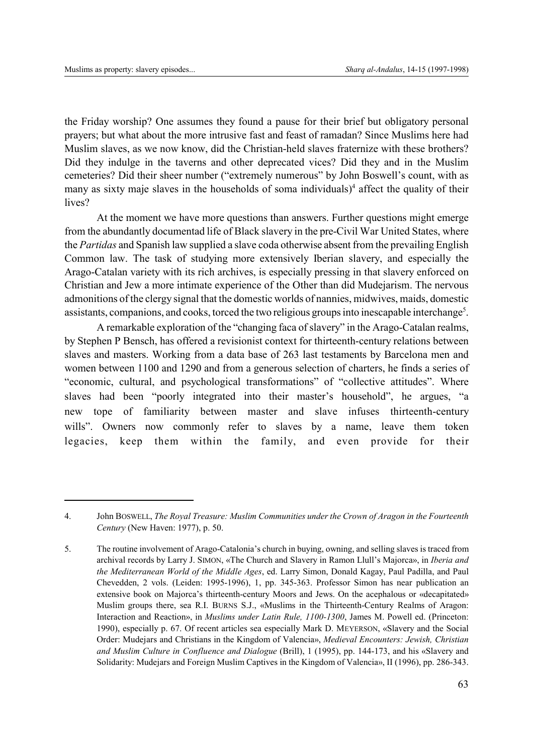the Friday worship? One assumes they found a pause for their brief but obligatory personal prayers; but what about the more intrusive fast and feast of ramadan? Since Muslims here had Muslim slaves, as we now know, did the Christian-held slaves fraternize with these brothers? Did they indulge in the taverns and other deprecated vices? Did they and in the Muslim cemeteries? Did their sheer number ("extremely numerous" by John Boswell's count, with as many as sixty maje slaves in the households of soma individuals)[4] affect the quality of their lives?

At the moment we have more questions than answers. Further questions might emerge from the abundantly documentad life of Black slavery in the pre-Civil War United States, where the *Partidas* and Spanish law supplied a slave coda otherwise absent from the prevailing English Common law. The task of studying more extensively Iberian slavery, and especially the Arago-Catalan variety with its rich archives, is especially pressing in that slavery enforced on Christian and Jew a more intimate experience of the Other than did Mudejarism. The nervous admonitions of the clergy signal that the domestic worlds of nannies, midwives, maids, domestic assistants, companions, and cooks, torced the two religious groups into inescapable interchange[5].

A remarkable exploration of the "changing faca of slavery" in the Arago-Catalan realms, by Stephen P Bensch, has offered a revisionist context for thirteenth-century relations between slaves and masters. Working from a data base of 263 last testaments by Barcelona men and women between 1100 and 1290 and from a generous selection of charters, he finds a series of "economic, cultural, and psychological transformations" of "collective attitudes". Where slaves had been "poorly integrated into their master's household", he argues, "a new tope of familiarity between master and slave infuses thirteenth-century wills". Owners now commonly refer to slaves by a name, leave them token legacies, keep them within the family, and even provide for their

---

4. John BOSWELL, *The Royal Treasure: Muslim Communities under the Crown of Aragon in the Fourteenth Century* (New Haven: 1977), p. 50.

5. The routine involvement of Arago-Catalonia's church in buying, owning, and selling slaves is traced from archival records by Larry J. SIMON, «The Church and Slavery in Ramon Llull's Majorca», in *Iberia and the Mediterranean World of the Middle Ages*, ed. Larry Simon, Donald Kagay, Paul Padilla, and Paul Chevedden, 2 vols. (Leiden: 1995-1996), 1, pp. 345-363. Professor Simon has near publication an extensive book on Majorca's thirteenth-century Moors and Jews. On the acephalous or «decapitated» Muslim groups there, sea R.I. BURNS S.J., «Muslims in the Thirteenth-Century Realms of Aragon: Interaction and Reaction», in *Muslims under Latin Rule, 1100-1300*, James M. Powell ed. (Princeton: 1990), especially p. 67. Of recent articles sea especially Mark D. MEYERSON, «Slavery and the Social Order: Mudejars and Christians in the Kingdom of Valencia», *Medieval Encounters: Jewish, Christian and Muslim Culture in Confluence and Dialogue* (Brill), 1 (1995), pp. 144-173, and his «Slavery and Solidarity: Mudejars and Foreign Muslim Captives in the Kingdom of Valencia», II (1996), pp. 286-343.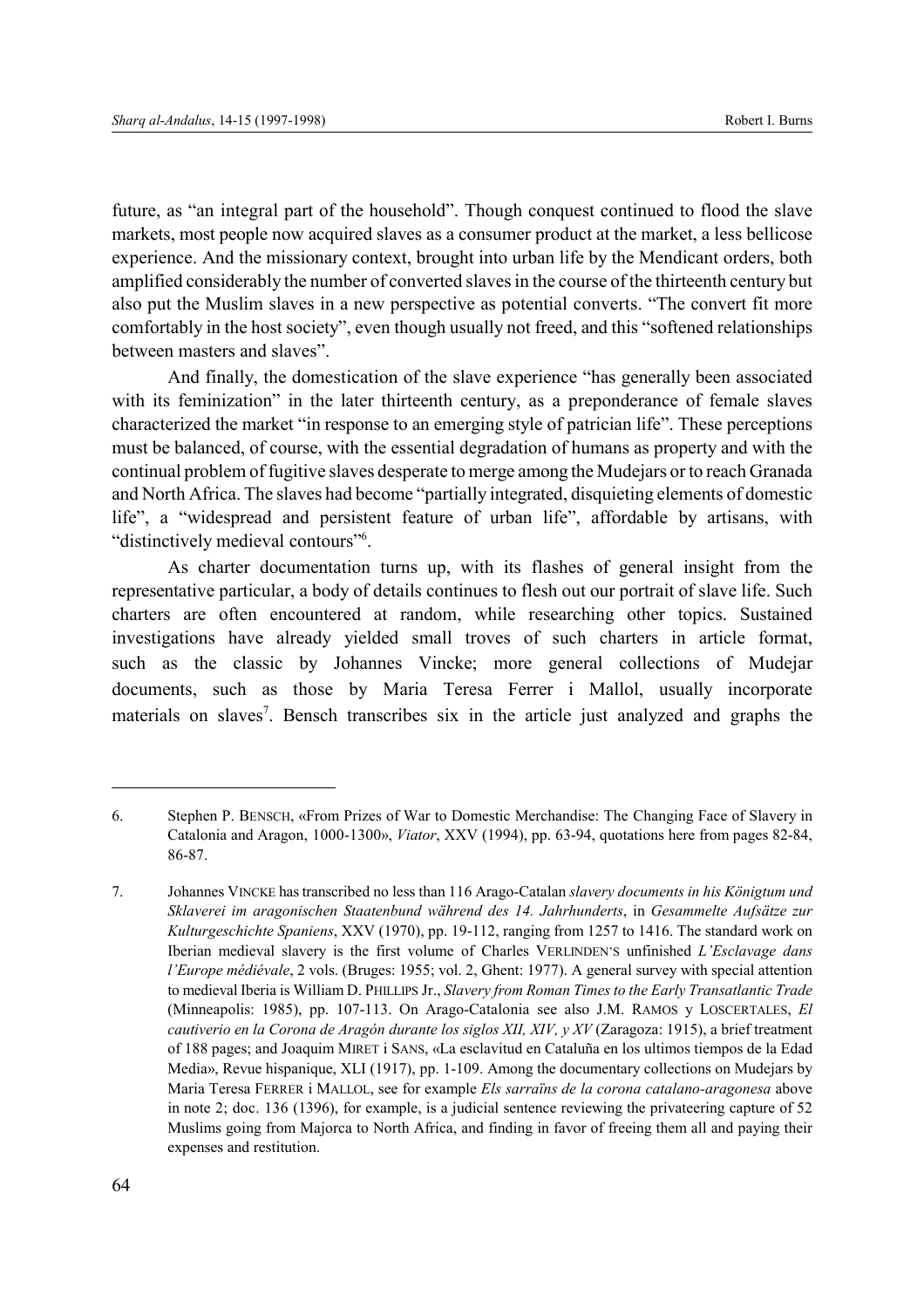future, as "an integral part of the household". Though conquest continued to flood the slave markets, most people now acquired slaves as a consumer product at the market, a less bellicose experience. And the missionary context, brought into urban life by the Mendicant orders, both amplified considerably the number of converted slaves in the course of the thirteenth century but also put the Muslim slaves in a new perspective as potential converts. "The convert fit more comfortably in the host society", even though usually not freed, and this "softened relationships between masters and slaves".

And finally, the domestication of the slave experience "has generally been associated with its feminization" in the later thirteenth century, as a preponderance of female slaves characterized the market "in response to an emerging style of patrician life". These perceptions must be balanced, of course, with the essential degradation of humans as property and with the continual problem of fugitive slaves desperate to merge among the Mudejars or to reach Granada and North Africa. The slaves had become "partially integrated, disquieting elements of domestic life", a "widespread and persistent feature of urban life", affordable by artisans, with "distinctively medieval contours"[6].

As charter documentation turns up, with its flashes of general insight from the representative particular, a body of details continues to flesh out our portrait of slave life. Such charters are often encountered at random, while researching other topics. Sustained investigations have already yielded small troves of such charters in article format, such as the classic by Johannes Vincke; more general collections of Mudejar documents, such as those by Maria Teresa Ferrer i Mallol, usually incorporate materials on slaves[7]. Bensch transcribes six in the article just analyzed and graphs the

---

6. Stephen P. BENSCH, «From Prizes of War to Domestic Merchandise: The Changing Face of Slavery in Catalonia and Aragon, 1000-1300», *Viator*, XXV (1994), pp. 63-94, quotations here from pages 82-84, 86-87.

7. Johannes VINCKE has transcribed no less than 116 Arago-Catalan *slavery documents in his Königtum und Sklaverei im aragonischen Staatenbund während des 14. Jahrhunderts*, in *Gesammelte Aufsätze zur Kulturgeschichte Spaniens*, XXV (1970), pp. 19-112, ranging from 1257 to 1416. The standard work on Iberian medieval slavery is the first volume of Charles VERLINDEN'S unfinished *L'Esclavage dans l'Europe médiévale*, 2 vols. (Bruges: 1955; vol. 2, Ghent: 1977). A general survey with special attention to medieval Iberia is William D. PHILLIPS Jr., *Slavery from Roman Times to the Early Transatlantic Trade* (Minneapolis: 1985), pp. 107-113. On Arago-Catalonia see also J.M. RAMOS y LOSCERTALES, *El cautiverio en la Corona de Aragón durante los siglos XII, XIV, y XV* (Zaragoza: 1915), a brief treatment of 188 pages; and Joaquim MIRET i SANS, «La esclavitud en Cataluña en los ultimos tiempos de la Edad Media», Revue hispanique, XLI (1917), pp. 1-109. Among the documentary collections on Mudejars by Maria Teresa FERRER i MALLOL, see for example *Els sarraïns de la corona catalano-aragonesa* above in note 2; doc. 136 (1396), for example, is a judicial sentence reviewing the privateering capture of 52 Muslims going from Majorca to North Africa, and finding in favor of freeing them all and paying their expenses and restitution.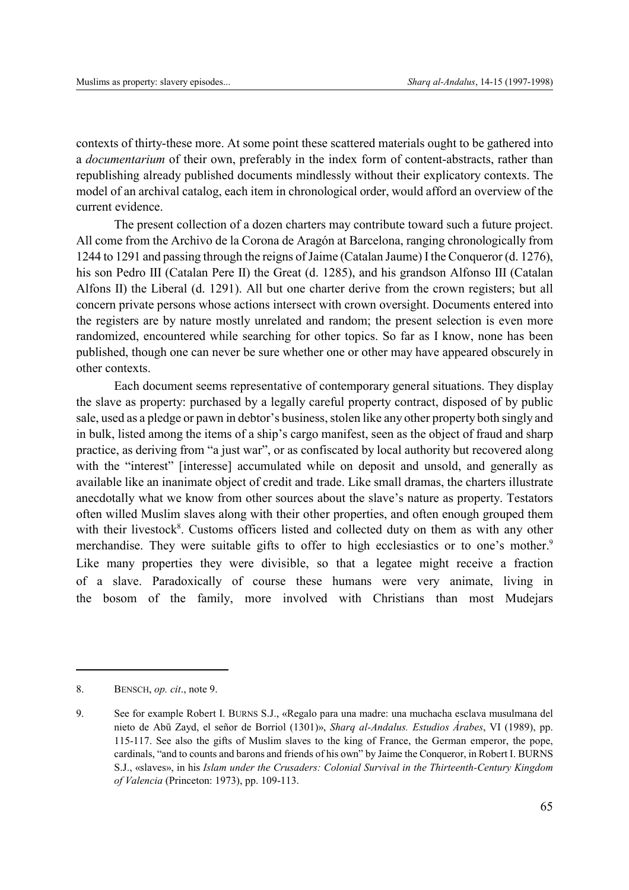contexts of thirty-these more. At some point these scattered materials ought to be gathered into a *documentarium* of their own, preferably in the index form of content-abstracts, rather than republishing already published documents mindlessly without their explicatory contexts. The model of an archival catalog, each item in chronological order, would afford an overview of the current evidence.

The present collection of a dozen charters may contribute toward such a future project. All come from the Archivo de la Corona de Aragón at Barcelona, ranging chronologically from 1244 to 1291 and passing through the reigns of Jaime (Catalan Jaume) I the Conqueror (d. 1276), his son Pedro III (Catalan Pere II) the Great (d. 1285), and his grandson Alfonso III (Catalan Alfons II) the Liberal (d. 1291). All but one charter derive from the crown registers; but all concern private persons whose actions intersect with crown oversight. Documents entered into the registers are by nature mostly unrelated and random; the present selection is even more randomized, encountered while searching for other topics. So far as I know, none has been published, though one can never be sure whether one or other may have appeared obscurely in other contexts.

Each document seems representative of contemporary general situations. They display the slave as property: purchased by a legally careful property contract, disposed of by public sale, used as a pledge or pawn in debtor's business, stolen like any other property both singly and in bulk, listed among the items of a ship's cargo manifest, seen as the object of fraud and sharp practice, as deriving from "a just war", or as confiscated by local authority but recovered along with the "interest" [interesse] accumulated while on deposit and unsold, and generally as available like an inanimate object of credit and trade. Like small dramas, the charters illustrate anecdotally what we know from other sources about the slave's nature as property. Testators often willed Muslim slaves along with their other properties, and often enough grouped them with their livestock[8]. Customs officers listed and collected duty on them as with any other merchandise. They were suitable gifts to offer to high ecclesiastics or to one's mother.[9] Like many properties they were divisible, so that a legatee might receive a fraction of a slave. Paradoxically of course these humans were very animate, living in the bosom of the family, more involved with Christians than most Mudejars

---

8. BENSCH, *op. cit*., note 9.

9. See for example Robert I. BURNS S.J., «Regalo para una madre: una muchacha esclava musulmana del nieto de Abū Zayd, el señor de Borriol (1301)», *Sharq al-Andalus. Estudios Árabes*, VI (1989), pp. 115-117. See also the gifts of Muslim slaves to the king of France, the German emperor, the pope, cardinals, "and to counts and barons and friends of his own" by Jaime the Conqueror, in Robert I. BURNS S.J., «slaves», in his *Islam under the Crusaders: Colonial Survival in the Thirteenth-Century Kingdom of Valencia* (Princeton: 1973), pp. 109-113.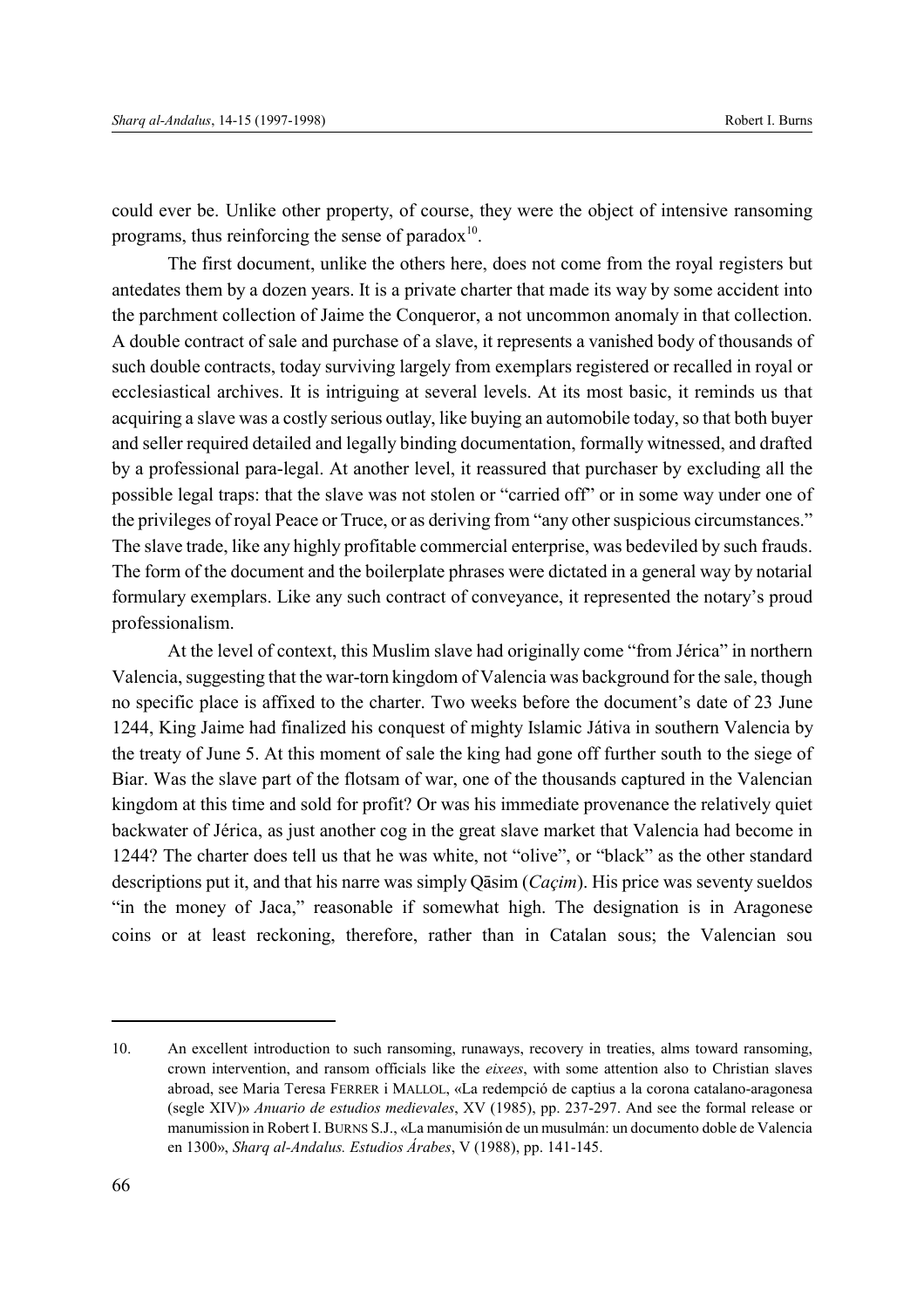could ever be. Unlike other property, of course, they were the object of intensive ransoming programs, thus reinforcing the sense of paradox[10].

The first document, unlike the others here, does not come from the royal registers but antedates them by a dozen years. It is a private charter that made its way by some accident into the parchment collection of Jaime the Conqueror, a not uncommon anomaly in that collection. A double contract of sale and purchase of a slave, it represents a vanished body of thousands of such double contracts, today surviving largely from exemplars registered or recalled in royal or ecclesiastical archives. It is intriguing at several levels. At its most basic, it reminds us that acquiring a slave was a costly serious outlay, like buying an automobile today, so that both buyer and seller required detailed and legally binding documentation, formally witnessed, and drafted by a professional para-legal. At another level, it reassured that purchaser by excluding all the possible legal traps: that the slave was not stolen or "carried off" or in some way under one of the privileges of royal Peace or Truce, or as deriving from "any other suspicious circumstances." The slave trade, like any highly profitable commercial enterprise, was bedeviled by such frauds. The form of the document and the boilerplate phrases were dictated in a general way by notarial formulary exemplars. Like any such contract of conveyance, it represented the notary's proud professionalism.

At the level of context, this Muslim slave had originally come "from Jérica" in northern Valencia, suggesting that the war-torn kingdom of Valencia was background for the sale, though no specific place is affixed to the charter. Two weeks before the document's date of 23 June 1244, King Jaime had finalized his conquest of mighty Islamic Játiva in southern Valencia by the treaty of June 5. At this moment of sale the king had gone off further south to the siege of Biar. Was the slave part of the flotsam of war, one of the thousands captured in the Valencian kingdom at this time and sold for profit? Or was his immediate provenance the relatively quiet backwater of Jérica, as just another cog in the great slave market that Valencia had become in 1244? The charter does tell us that he was white, not "olive", or "black" as the other standard descriptions put it, and that his narre was simply Qāsim (*Caçim*). His price was seventy sueldos "in the money of Jaca," reasonable if somewhat high. The designation is in Aragonese coins or at least reckoning, therefore, rather than in Catalan sous; the Valencian sou

---

10. An excellent introduction to such ransoming, runaways, recovery in treaties, alms toward ransoming, crown intervention, and ransom officials like the *eixees*, with some attention also to Christian slaves abroad, see Maria Teresa FERRER i MALLOL, «La redempció de captius a la corona catalano-aragonesa (segle XIV)» *Anuario de estudios medievales*, XV (1985), pp. 237-297. And see the formal release or manumission in Robert I. BURNS S.J., «La manumisión de un musulmán: un documento doble de Valencia en 1300», *Sharq al-Andalus. Estudios Árabes*, V (1988), pp. 141-145.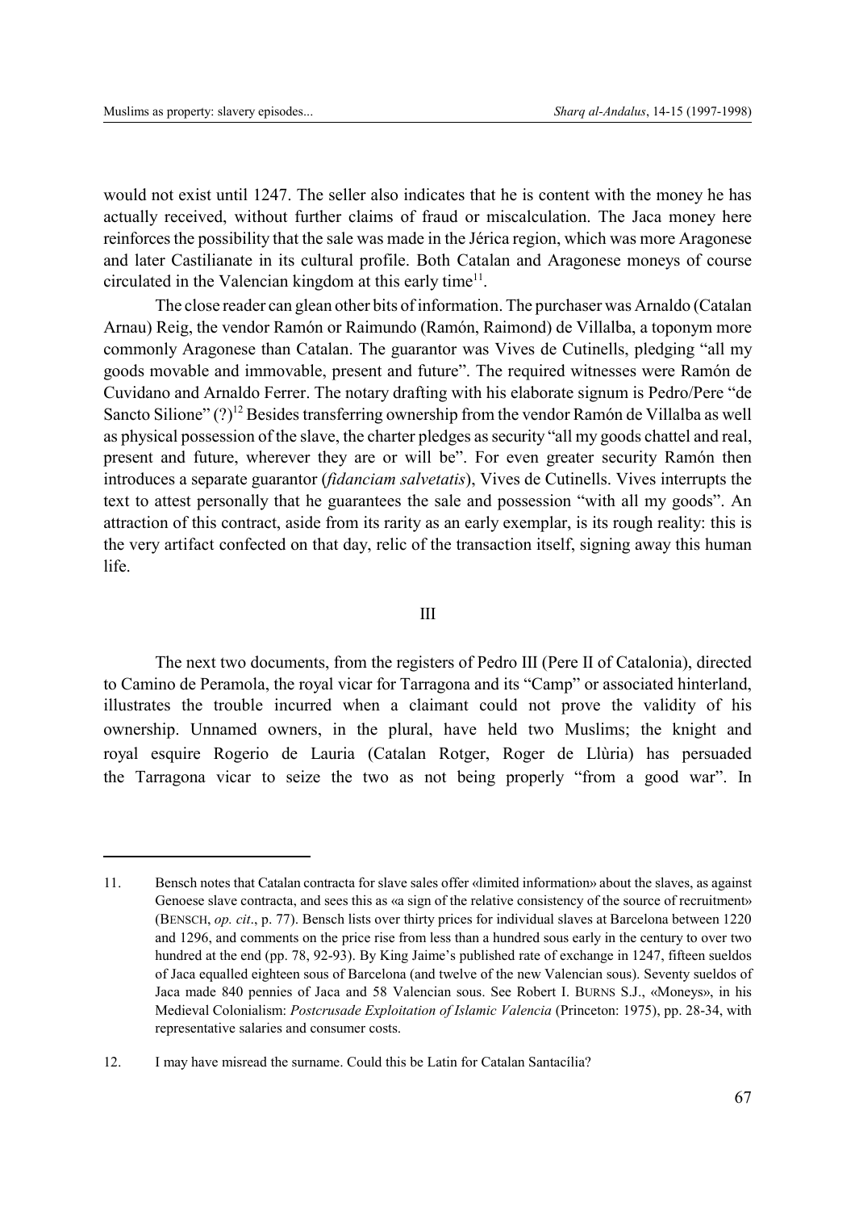would not exist until 1247. The seller also indicates that he is content with the money he has actually received, without further claims of fraud or miscalculation. The Jaca money here reinforces the possibility that the sale was made in the Jérica region, which was more Aragonese and later Castilianate in its cultural profile. Both Catalan and Aragonese moneys of course circulated in the Valencian kingdom at this early time[11].

The close reader can glean other bits of information. The purchaser was Arnaldo (Catalan Arnau) Reig, the vendor Ramón or Raimundo (Ramón, Raimond) de Villalba, a toponym more commonly Aragonese than Catalan. The guarantor was Vives de Cutinells, pledging "all my goods movable and immovable, present and future". The required witnesses were Ramón de Cuvidano and Arnaldo Ferrer. The notary drafting with his elaborate signum is Pedro/Pere "de Sancto Silione" (?)[12] Besides transferring ownership from the vendor Ramón de Villalba as well as physical possession of the slave, the charter pledges as security "all my goods chattel and real, present and future, wherever they are or will be". For even greater security Ramón then introduces a separate guarantor (*fidanciam salvetatis*), Vives de Cutinells. Vives interrupts the text to attest personally that he guarantees the sale and possession "with all my goods". An attraction of this contract, aside from its rarity as an early exemplar, is its rough reality: this is the very artifact confected on that day, relic of the transaction itself, signing away this human life.

## III

The next two documents, from the registers of Pedro III (Pere II of Catalonia), directed to Camino de Peramola, the royal vicar for Tarragona and its "Camp" or associated hinterland, illustrates the trouble incurred when a claimant could not prove the validity of his ownership. Unnamed owners, in the plural, have held two Muslims; the knight and royal esquire Rogerio de Lauria (Catalan Rotger, Roger de Llùria) has persuaded the Tarragona vicar to seize the two as not being properly "from a good war". In

---

11. Bensch notes that Catalan contracta for slave sales offer «limited information» about the slaves, as against Genoese slave contracta, and sees this as «a sign of the relative consistency of the source of recruitment» (BENSCH, *op. cit*., p. 77). Bensch lists over thirty prices for individual slaves at Barcelona between 1220 and 1296, and comments on the price rise from less than a hundred sous early in the century to over two hundred at the end (pp. 78, 92-93). By King Jaime's published rate of exchange in 1247, fifteen sueldos of Jaca equalled eighteen sous of Barcelona (and twelve of the new Valencian sous). Seventy sueldos of Jaca made 840 pennies of Jaca and 58 Valencian sous. See Robert I. BURNS S.J., «Moneys», in his Medieval Colonialism: *Postcrusade Exploitation of Islamic Valencia* (Princeton: 1975), pp. 28-34, with representative salaries and consumer costs.

12. I may have misread the surname. Could this be Latin for Catalan Santacília?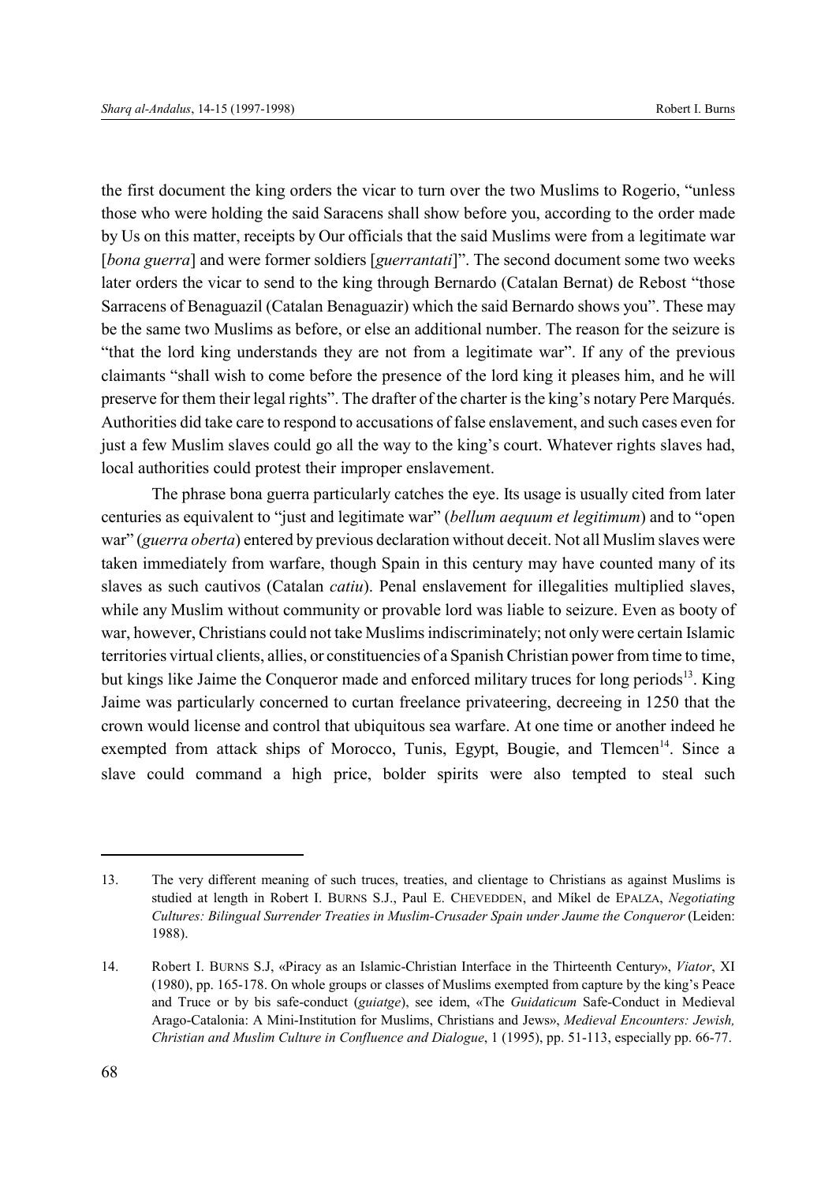the first document the king orders the vicar to turn over the two Muslims to Rogerio, "unless those who were holding the said Saracens shall show before you, according to the order made by Us on this matter, receipts by Our officials that the said Muslims were from a legitimate war [*bona guerra*] and were former soldiers [*guerrantati*]". The second document some two weeks later orders the vicar to send to the king through Bernardo (Catalan Bernat) de Rebost "those Sarracens of Benaguazil (Catalan Benaguazir) which the said Bernardo shows you". These may be the same two Muslims as before, or else an additional number. The reason for the seizure is "that the lord king understands they are not from a legitimate war". If any of the previous claimants "shall wish to come before the presence of the lord king it pleases him, and he will preserve for them their legal rights". The drafter of the charter is the king's notary Pere Marqués. Authorities did take care to respond to accusations of false enslavement, and such cases even for just a few Muslim slaves could go all the way to the king's court. Whatever rights slaves had, local authorities could protest their improper enslavement.

The phrase bona guerra particularly catches the eye. Its usage is usually cited from later centuries as equivalent to "just and legitimate war" (*bellum aequum et legitimum*) and to "open war" (*guerra oberta*) entered by previous declaration without deceit. Not all Muslim slaves were taken immediately from warfare, though Spain in this century may have counted many of its slaves as such cautivos (Catalan *catiu*). Penal enslavement for illegalities multiplied slaves, while any Muslim without community or provable lord was liable to seizure. Even as booty of war, however, Christians could not take Muslims indiscriminately; not only were certain Islamic territories virtual clients, allies, or constituencies of a Spanish Christian power from time to time, but kings like Jaime the Conqueror made and enforced military truces for long periods[13]. King Jaime was particularly concerned to curtan freelance privateering, decreeing in 1250 that the crown would license and control that ubiquitous sea warfare. At one time or another indeed he exempted from attack ships of Morocco, Tunis, Egypt, Bougie, and Tlemcen[14]. Since a slave could command a high price, bolder spirits were also tempted to steal such

---

13. The very different meaning of such truces, treaties, and clientage to Christians as against Muslims is studied at length in Robert I. BURNS S.J., Paul E. CHEVEDDEN, and Míkel de EPALZA, *Negotiating Cultures: Bilingual Surrender Treaties in Muslim-Crusader Spain under Jaume the Conqueror* (Leiden: 1988).

14. Robert I. BURNS S.J, «Piracy as an Islamic-Christian Interface in the Thirteenth Century», *Viator*, XI (1980), pp. 165-178. On whole groups or classes of Muslims exempted from capture by the king's Peace and Truce or by bis safe-conduct (*guiatge*), see idem, «The *Guidaticum* Safe-Conduct in Medieval Arago-Catalonia: A Mini-Institution for Muslims, Christians and Jews», *Medieval Encounters: Jewish, Christian and Muslim Culture in Confluence and Dialogue*, 1 (1995), pp. 51-113, especially pp. 66-77.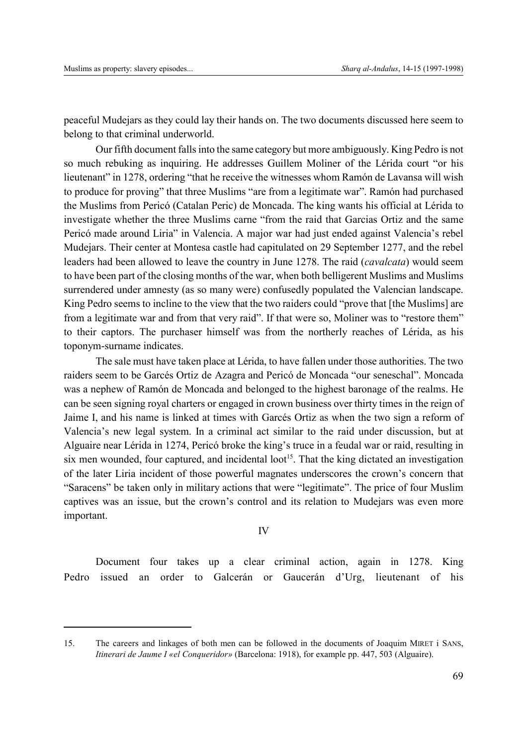peaceful Mudejars as they could lay their hands on. The two documents discussed here seem to belong to that criminal underworld.

Our fifth document falls into the same category but more ambiguously. King Pedro is not so much rebuking as inquiring. He addresses Guillem Moliner of the Lérida court "or his lieutenant" in 1278, ordering "that he receive the witnesses whom Ramón de Lavansa will wish to produce for proving" that three Muslims "are from a legitimate war". Ramón had purchased the Muslims from Pericó (Catalan Peric) de Moncada. The king wants his official at Lérida to investigate whether the three Muslims carne "from the raid that Garcias Ortiz and the same Pericó made around Liria" in Valencia. A major war had just ended against Valencia's rebel Mudejars. Their center at Montesa castle had capitulated on 29 September 1277, and the rebel leaders had been allowed to leave the country in June 1278. The raid (*cavalcata*) would seem to have been part of the closing months of the war, when both belligerent Muslims and Muslims surrendered under amnesty (as so many were) confusedly populated the Valencian landscape. King Pedro seems to incline to the view that the two raiders could "prove that [the Muslims] are from a legitimate war and from that very raid". If that were so, Moliner was to "restore them" to their captors. The purchaser himself was from the northerly reaches of Lérida, as his toponym-surname indicates.

The sale must have taken place at Lérida, to have fallen under those authorities. The two raiders seem to be Garcés Ortiz de Azagra and Pericó de Moncada "our seneschal". Moncada was a nephew of Ramón de Moncada and belonged to the highest baronage of the realms. He can be seen signing royal charters or engaged in crown business over thirty times in the reign of Jaime I, and his name is linked at times with Garcés Ortiz as when the two sign a reform of Valencia's new legal system. In a criminal act similar to the raid under discussion, but at Alguaire near Lérida in 1274, Pericó broke the king's truce in a feudal war or raid, resulting in six men wounded, four captured, and incidental loot[15]. That the king dictated an investigation of the later Liria incident of those powerful magnates underscores the crown's concern that "Saracens" be taken only in military actions that were "legitimate". The price of four Muslim captives was an issue, but the crown's control and its relation to Mudejars was even more important.

## IV

Document four takes up a clear criminal action, again in 1278. King Pedro issued an order to Galcerán or Gaucerán d'Urg, lieutenant of his

---

15. The careers and linkages of both men can be followed in the documents of Joaquim MIRET i SANS, *Itinerari de Jaume I «el Conqueridor»* (Barcelona: 1918), for example pp. 447, 503 (Alguaire).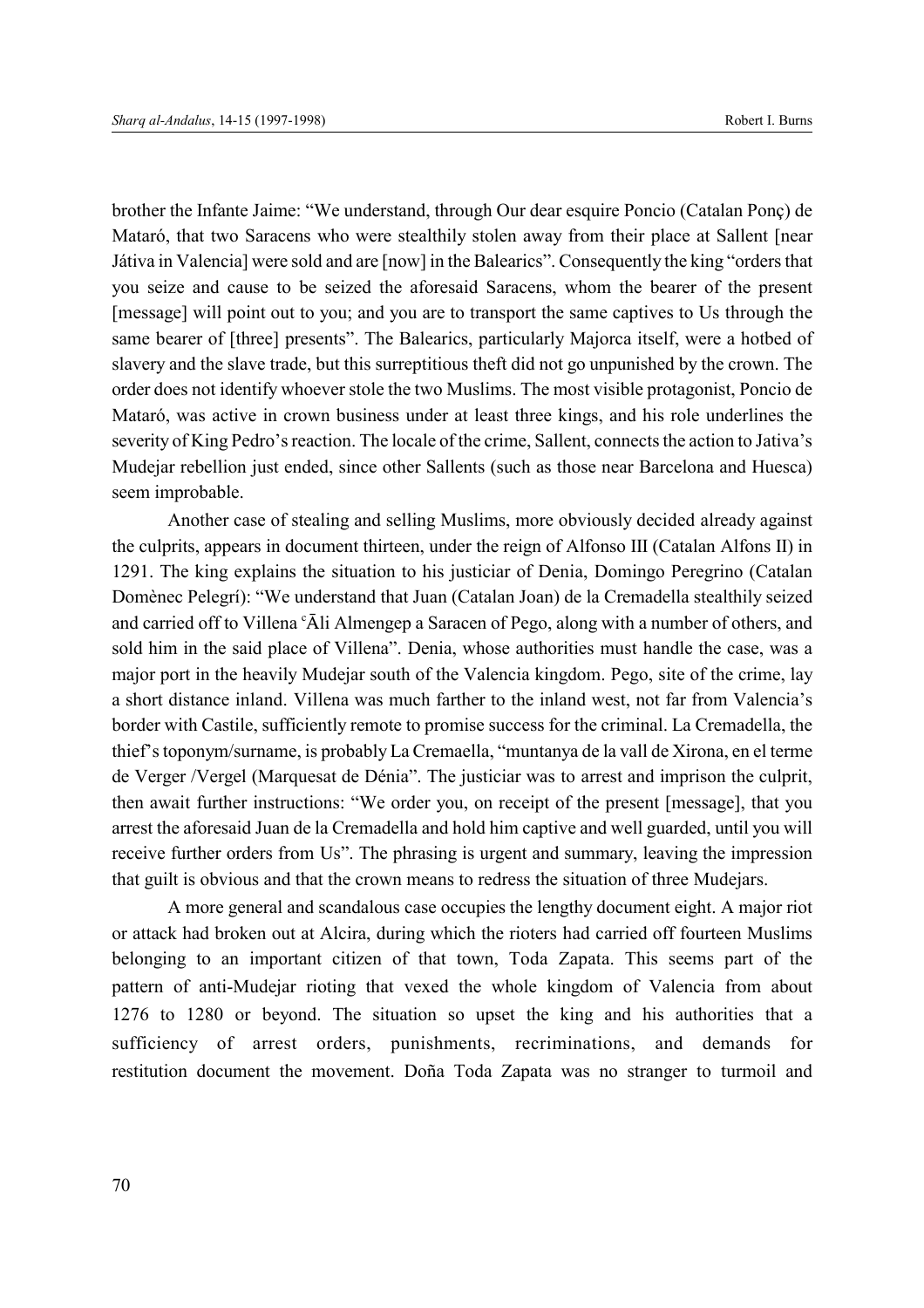brother the Infante Jaime: “We understand, through Our dear esquire Poncio (Catalan Ponç) de Mataró, that two Saracens who were stealthily stolen away from their place at Sallent [near Játiva in Valencia] were sold and are [now] in the Balearics”. Consequently the king “orders that you seize and cause to be seized the aforesaid Saracens, whom the bearer of the present [message] will point out to you; and you are to transport the same captives to Us through the same bearer of [three] presents”. The Balearics, particularly Majorca itself, were a hotbed of slavery and the slave trade, but this surreptitious theft did not go unpunished by the crown. The order does not identify whoever stole the two Muslims. The most visible protagonist, Poncio de Mataró, was active in crown business under at least three kings, and his role underlines the severity of King Pedro's reaction. The locale of the crime, Sallent, connects the action to Jativa's Mudejar rebellion just ended, since other Sallents (such as those near Barcelona and Huesca) seem improbable.

Another case of stealing and selling Muslims, more obviously decided already against the culprits, appears in document thirteen, under the reign of Alfonso III (Catalan Alfons II) in 1291. The king explains the situation to his justiciar of Denia, Domingo Peregrino (Catalan Domènec Pelegrí): “We understand that Juan (Catalan Joan) de la Cremadella stealthily seized and carried off to Villena ʿĀli Almengep a Saracen of Pego, along with a number of others, and sold him in the said place of Villena”. Denia, whose authorities must handle the case, was a major port in the heavily Mudejar south of the Valencia kingdom. Pego, site of the crime, lay a short distance inland. Villena was much farther to the inland west, not far from Valencia's border with Castile, sufficiently remote to promise success for the criminal. La Cremadella, the thief's toponym/surname, is probably La Cremaella, “muntanya de la vall de Xirona, en el terme de Verger /Vergel (Marquesat de Dénia”. The justiciar was to arrest and imprison the culprit, then await further instructions: “We order you, on receipt of the present [message], that you arrest the aforesaid Juan de la Cremadella and hold him captive and well guarded, until you will receive further orders from Us”. The phrasing is urgent and summary, leaving the impression that guilt is obvious and that the crown means to redress the situation of three Mudejars.

A more general and scandalous case occupies the lengthy document eight. A major riot or attack had broken out at Alcira, during which the rioters had carried off fourteen Muslims belonging to an important citizen of that town, Toda Zapata. This seems part of the pattern of anti-Mudejar rioting that vexed the whole kingdom of Valencia from about 1276 to 1280 or beyond. The situation so upset the king and his authorities that a sufficiency of arrest orders, punishments, recriminations, and demands for restitution document the movement. Doña Toda Zapata was no stranger to turmoil and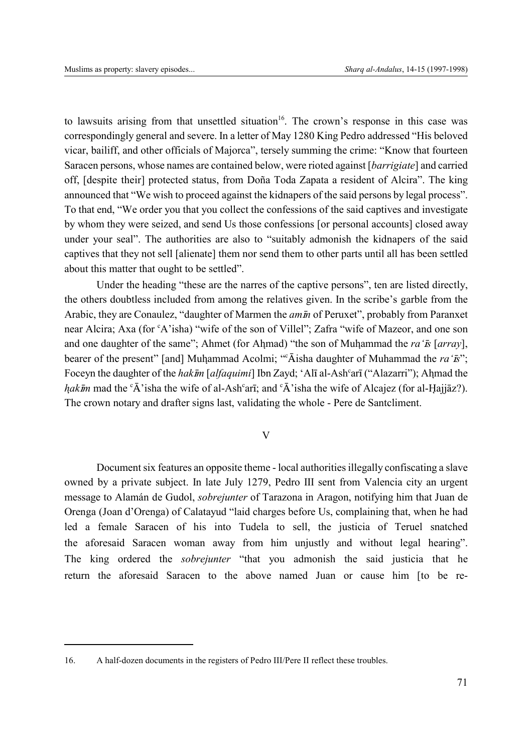to lawsuits arising from that unsettled situation[16]. The crown's response in this case was correspondingly general and severe. In a letter of May 1280 King Pedro addressed "His beloved vicar, bailiff, and other officials of Majorca", tersely summing the crime: "Know that fourteen Saracen persons, whose names are contained below, were rioted against [*barrigiate*] and carried off, [despite their] protected status, from Doña Toda Zapata a resident of Alcira". The king announced that "We wish to proceed against the kidnapers of the said persons by legal process". To that end, "We order you that you collect the confessions of the said captives and investigate by whom they were seized, and send Us those confessions [or personal accounts] closed away under your seal". The authorities are also to "suitably admonish the kidnapers of the said captives that they not sell [alienate] them nor send them to other parts until all has been settled about this matter that ought to be settled".

Under the heading "these are the narres of the captive persons", ten are listed directly, the others doubtless included from among the relatives given. In the scribe's garble from the Arabic, they are Conaulez, "daughter of Marmen the *amīn* of Peruxet", probably from Paranxet near Alcira; Axa (for ᶜA'isha) "wife of the son of Villel"; Zafra "wife of Mazeor, and one son and one daughter of the same"; Ahmet (for Aḥmad) "the son of Muḥammad the *ra'īs* [*array*], bearer of the present" [and] Muḥammad Acolmi; "ᶜĀisha daughter of Muhammad the *ra'īs*"; Foceyn the daughter of the *hakīm* [*alfaquimi*] Ibn Zayd; 'Alī al-Ashᶜarī ("Alazarri"); Aḥmad the *ḥakīm* mad the ᶜĀ'isha the wife of al-Ashᶜarī; and ᶜĀ'isha the wife of Alcajez (for al-Ḥajjāz?). The crown notary and drafter signs last, validating the whole - Pere de Santcliment.

## V

Document six features an opposite theme - local authorities illegally confiscating a slave owned by a private subject. In late July 1279, Pedro III sent from Valencia city an urgent message to Alamán de Gudol, *sobrejunter* of Tarazona in Aragon, notifying him that Juan de Orenga (Joan d'Orenga) of Calatayud "laid charges before Us, complaining that, when he had led a female Saracen of his into Tudela to sell, the justicia of Teruel snatched the aforesaid Saracen woman away from him unjustly and without legal hearing". The king ordered the *sobrejunter* "that you admonish the said justicia that he return the aforesaid Saracen to the above named Juan or cause him [to be re-

---

16. A half-dozen documents in the registers of Pedro III/Pere II reflect these troubles.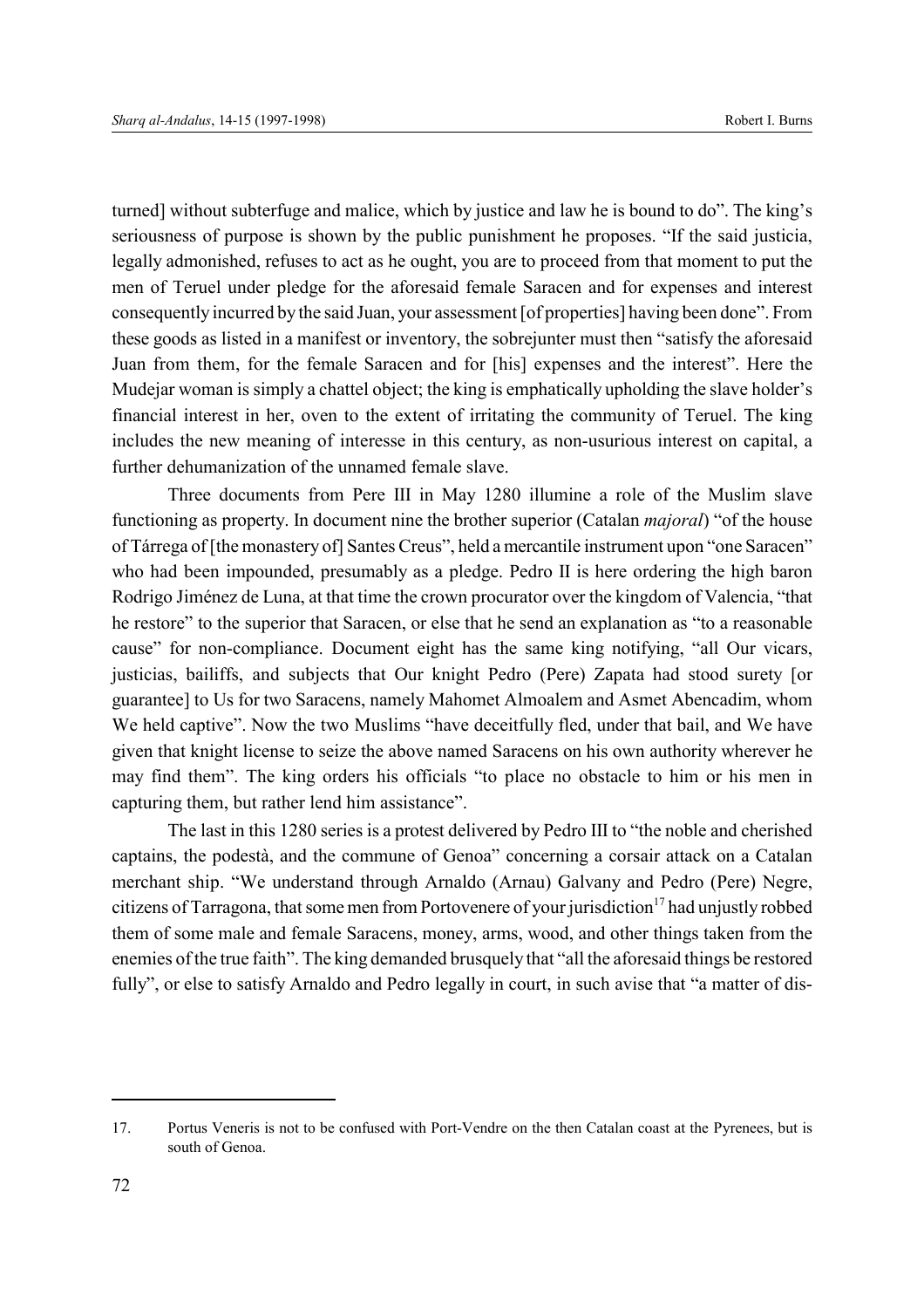turned] without subterfuge and malice, which by justice and law he is bound to do". The king's seriousness of purpose is shown by the public punishment he proposes. "If the said justicia, legally admonished, refuses to act as he ought, you are to proceed from that moment to put the men of Teruel under pledge for the aforesaid female Saracen and for expenses and interest consequently incurred by the said Juan, your assessment [of properties] having been done". From these goods as listed in a manifest or inventory, the sobrejunter must then "satisfy the aforesaid Juan from them, for the female Saracen and for [his] expenses and the interest". Here the Mudejar woman is simply a chattel object; the king is emphatically upholding the slave holder's financial interest in her, oven to the extent of irritating the community of Teruel. The king includes the new meaning of interesse in this century, as non-usurious interest on capital, a further dehumanization of the unnamed female slave.

Three documents from Pere III in May 1280 illumine a role of the Muslim slave functioning as property. In document nine the brother superior (Catalan *majoral*) "of the house of Tárrega of [the monastery of] Santes Creus", held a mercantile instrument upon "one Saracen" who had been impounded, presumably as a pledge. Pedro II is here ordering the high baron Rodrigo Jiménez de Luna, at that time the crown procurator over the kingdom of Valencia, "that he restore" to the superior that Saracen, or else that he send an explanation as "to a reasonable cause" for non-compliance. Document eight has the same king notifying, "all Our vicars, justicias, bailiffs, and subjects that Our knight Pedro (Pere) Zapata had stood surety [or guarantee] to Us for two Saracens, namely Mahomet Almoalem and Asmet Abencadim, whom We held captive". Now the two Muslims "have deceitfully fled, under that bail, and We have given that knight license to seize the above named Saracens on his own authority wherever he may find them". The king orders his officials "to place no obstacle to him or his men in capturing them, but rather lend him assistance".

The last in this 1280 series is a protest delivered by Pedro III to "the noble and cherished captains, the podestà, and the commune of Genoa" concerning a corsair attack on a Catalan merchant ship. "We understand through Arnaldo (Arnau) Galvany and Pedro (Pere) Negre, citizens of Tarragona, that some men from Portovenere of your jurisdiction[17] had unjustly robbed them of some male and female Saracens, money, arms, wood, and other things taken from the enemies of the true faith". The king demanded brusquely that "all the aforesaid things be restored fully", or else to satisfy Arnaldo and Pedro legally in court, in such avise that "a matter of dis-

17. Portus Veneris is not to be confused with Port-Vendre on the then Catalan coast at the Pyrenees, but is south of Genoa.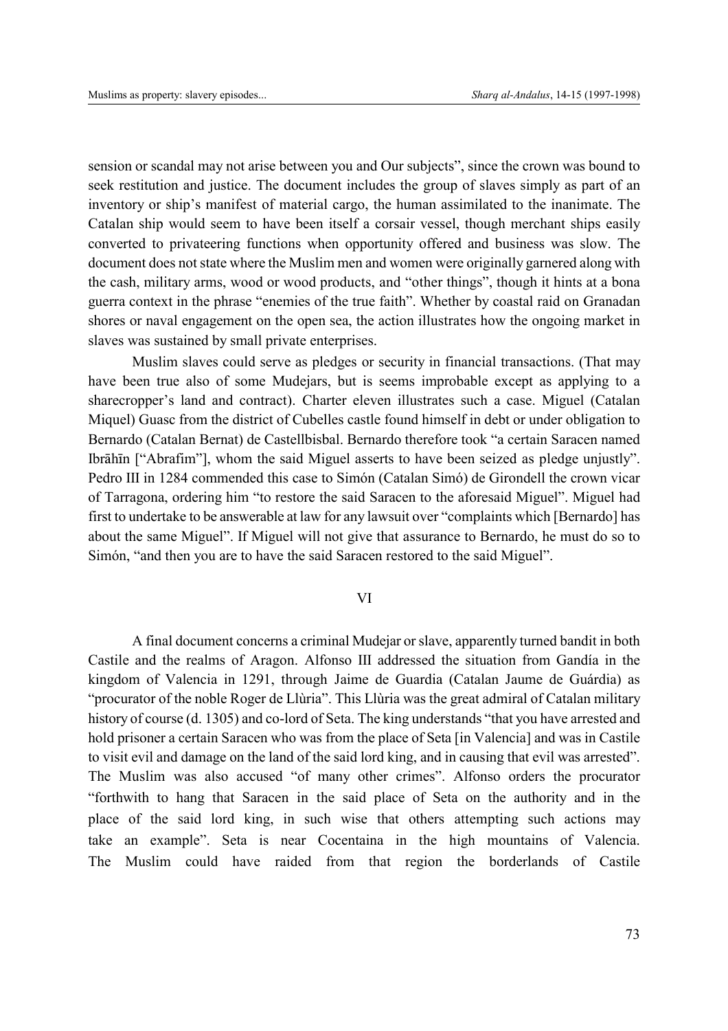sension or scandal may not arise between you and Our subjects", since the crown was bound to seek restitution and justice. The document includes the group of slaves simply as part of an inventory or ship's manifest of material cargo, the human assimilated to the inanimate. The Catalan ship would seem to have been itself a corsair vessel, though merchant ships easily converted to privateering functions when opportunity offered and business was slow. The document does not state where the Muslim men and women were originally garnered along with the cash, military arms, wood or wood products, and "other things", though it hints at a bona guerra context in the phrase "enemies of the true faith". Whether by coastal raid on Granadan shores or naval engagement on the open sea, the action illustrates how the ongoing market in slaves was sustained by small private enterprises.

Muslim slaves could serve as pledges or security in financial transactions. (That may have been true also of some Mudejars, but is seems improbable except as applying to a sharecropper's land and contract). Charter eleven illustrates such a case. Miguel (Catalan Miquel) Guasc from the district of Cubelles castle found himself in debt or under obligation to Bernardo (Catalan Bernat) de Castellbisbal. Bernardo therefore took "a certain Saracen named Ibrāhīn ["Abrafim"], whom the said Miguel asserts to have been seized as pledge unjustly". Pedro III in 1284 commended this case to Simón (Catalan Simó) de Girondell the crown vicar of Tarragona, ordering him "to restore the said Saracen to the aforesaid Miguel". Miguel had first to undertake to be answerable at law for any lawsuit over "complaints which [Bernardo] has about the same Miguel". If Miguel will not give that assurance to Bernardo, he must do so to Simón, "and then you are to have the said Saracen restored to the said Miguel".

## VI

A final document concerns a criminal Mudejar or slave, apparently turned bandit in both Castile and the realms of Aragon. Alfonso III addressed the situation from Gandía in the kingdom of Valencia in 1291, through Jaime de Guardia (Catalan Jaume de Guárdia) as "procurator of the noble Roger de Llùria". This Llùria was the great admiral of Catalan military history of course (d. 1305) and co-lord of Seta. The king understands "that you have arrested and hold prisoner a certain Saracen who was from the place of Seta [in Valencia] and was in Castile to visit evil and damage on the land of the said lord king, and in causing that evil was arrested". The Muslim was also accused "of many other crimes". Alfonso orders the procurator "forthwith to hang that Saracen in the said place of Seta on the authority and in the place of the said lord king, in such wise that others attempting such actions may take an example". Seta is near Cocentaina in the high mountains of Valencia. The Muslim could have raided from that region the borderlands of Castile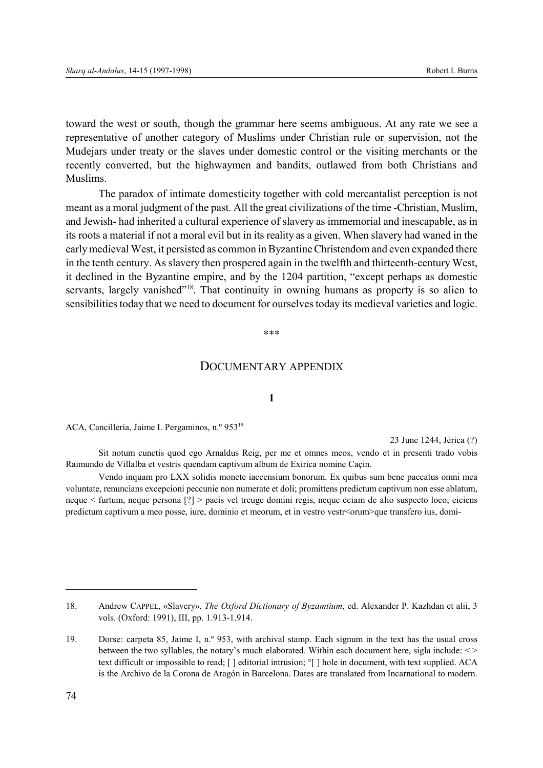toward the west or south, though the grammar here seems ambiguous. At any rate we see a representative of another category of Muslims under Christian rule or supervision, not the Mudejars under treaty or the slaves under domestic control or the visiting merchants or the recently converted, but the highwaymen and bandits, outlawed from both Christians and Muslims.

The paradox of intimate domesticity together with cold mercantalist perception is not meant as a moral judgment of the past. All the great civilizations of the time -Christian, Muslim, and Jewish- had inherited a cultural experience of slavery as immemorial and inescapable, as in its roots a material if not a moral evil but in its reality as a given. When slavery had waned in the early medieval West, it persisted as common in Byzantine Christendom and even expanded there in the tenth century. As slavery then prospered again in the twelfth and thirteenth-century West, it declined in the Byzantine empire, and by the 1204 partition, "except perhaps as domestic servants, largely vanished"[18]. That continuity in owning humans as property is so alien to sensibilities today that we need to document for ourselves today its medieval varieties and logic.

\*\*\*

## DOCUMENTARY APPENDIX

### 1

ACA, Cancillería, Jaime I. Pergaminos, n.º 953[19]

23 June 1244, Jérica (?)

Sit notum cunctis quod ego Arnaldus Reig, per me et omnes meos, vendo et in presenti trado vobis Raimundo de Villalba et vestris quendam captivum album de Exirica nomine Caçin.

Vendo inquam pro LXX solidis monete iaccensium bonorum. Ex quibus sum bene paccatus omni mea voluntate, renuncians excepcioni peccunie non numerate et doli; promittens predictum captivum non esse ablatum, neque < furtum, neque persona [?] > pacis vel treuge domini regis, neque eciam de alio suspecto loco; eiciens predictum captivum a meo posse, iure, dominio et meorum, et in vestro vestr<orum>que transfero ius, domi-

---

18. Andrew CAPPEL, «Slavery», *The Oxford Dictionary of Byzamtium*, ed. Alexander P. Kazhdan et alii, 3 vols. (Oxford: 1991), III, pp. 1.913-1.914.

19. Dorse: carpeta 85, Jaime I, n.º 953, with archival stamp. Each signum in the text has the usual cross between the two syllables, the notary's much elaborated. Within each document here, sigla include: < > text difficult or impossible to read; [ ] editorial intrusion; °[ ] hole in document, with text supplied. ACA is the Archivo de la Corona de Aragón in Barcelona. Dates are translated from Incarnational to modern.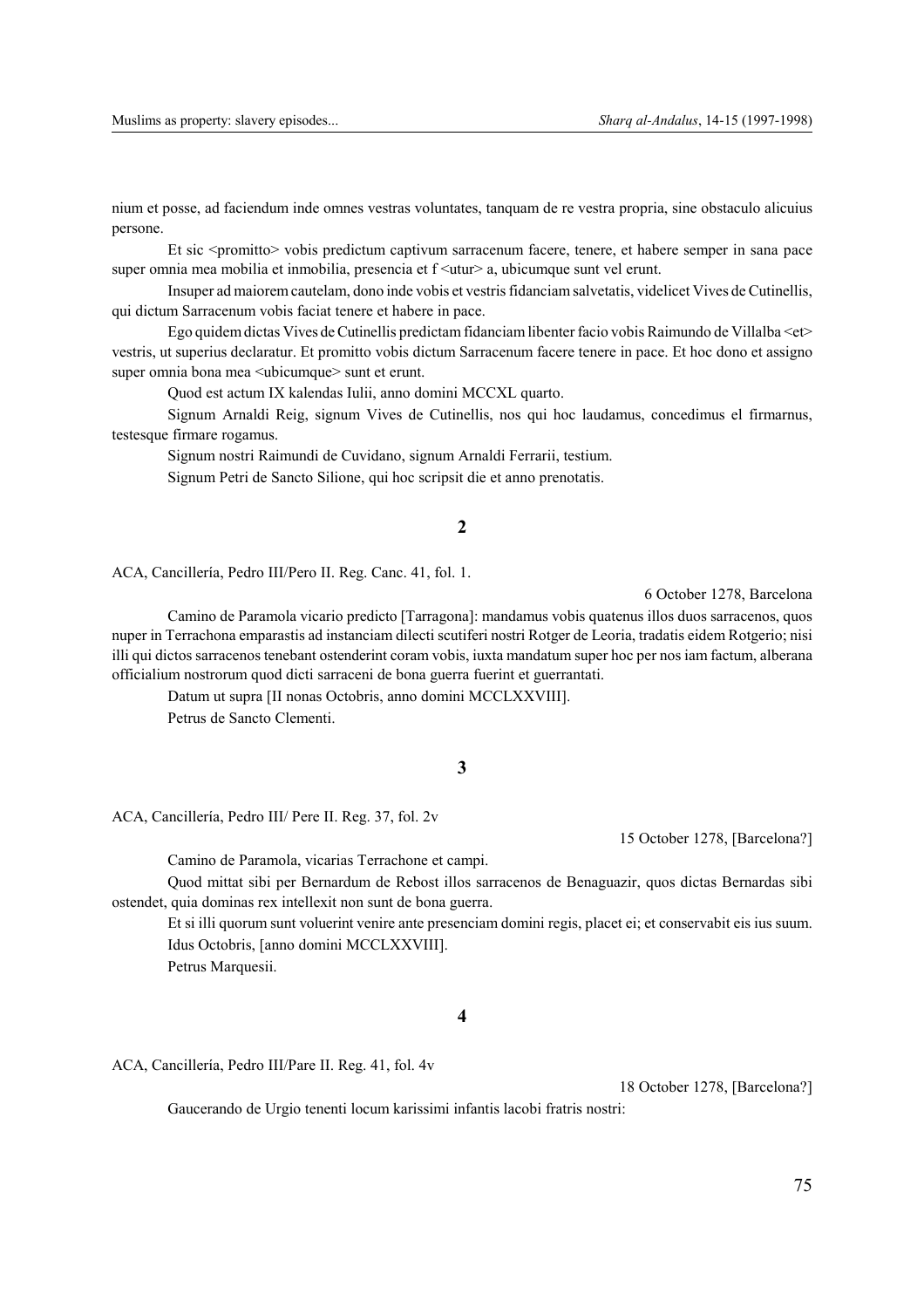nium et posse, ad faciendum inde omnes vestras voluntates, tanquam de re vestra propria, sine obstaculo alicuius persone.

Et sic <promitto> vobis predictum captivum sarracenum facere, tenere, et habere semper in sana pace super omnia mea mobilia et inmobilia, presencia et f <utur> a, ubicumque sunt vel erunt.

Insuper ad maiorem cautelam, dono inde vobis et vestris fidanciam salvetatis, videlicet Vives de Cutinellis, qui dictum Sarracenum vobis faciat tenere et habere in pace.

Ego quidem dictas Vives de Cutinellis predictam fidanciam libenter facio vobis Raimundo de Villalba <et> vestris, ut superius declaratur. Et promitto vobis dictum Sarracenum facere tenere in pace. Et hoc dono et assigno super omnia bona mea <ubicumque> sunt et erunt.

Quod est actum IX kalendas Iulii, anno domini MCCXL quarto.

Signum Arnaldi Reig, signum Vives de Cutinellis, nos qui hoc laudamus, concedimus el firmarnus, testesque firmare rogamus.

Signum nostri Raimundi de Cuvidano, signum Arnaldi Ferrarii, testium.

Signum Petri de Sancto Silione, qui hoc scripsit die et anno prenotatis.

## 2

ACA, Cancillería, Pedro III/Pero II. Reg. Canc. 41, fol. 1.

6 October 1278, Barcelona

Camino de Paramola vicario predicto [Tarragona]: mandamus vobis quatenus illos duos sarracenos, quos nuper in Terrachona emparastis ad instanciam dilecti scutiferi nostri Rotger de Leoria, tradatis eidem Rotgerio; nisi illi qui dictos sarracenos tenebant ostenderint coram vobis, iuxta mandatum super hoc per nos iam factum, alberana officialium nostrorum quod dicti sarraceni de bona guerra fuerint et guerrantati.

Datum ut supra [II nonas Octobris, anno domini MCCLXXVIII].

Petrus de Sancto Clementi.

## 3

ACA, Cancillería, Pedro III/ Pere II. Reg. 37, fol. 2v

15 October 1278, [Barcelona?]

Camino de Paramola, vicarias Terrachone et campi.

Quod mittat sibi per Bernardum de Rebost illos sarracenos de Benaguazir, quos dictas Bernardas sibi ostendet, quia dominas rex intellexit non sunt de bona guerra.

Et si illi quorum sunt voluerint venire ante presenciam domini regis, placet ei; et conservabit eis ius suum.

Idus Octobris, [anno domini MCCLXXVIII].

Petrus Marquesii.

## 4

ACA, Cancillería, Pedro III/Pare II. Reg. 41, fol. 4v

18 October 1278, [Barcelona?]

Gaucerando de Urgio tenenti locum karissimi infantis lacobi fratris nostri: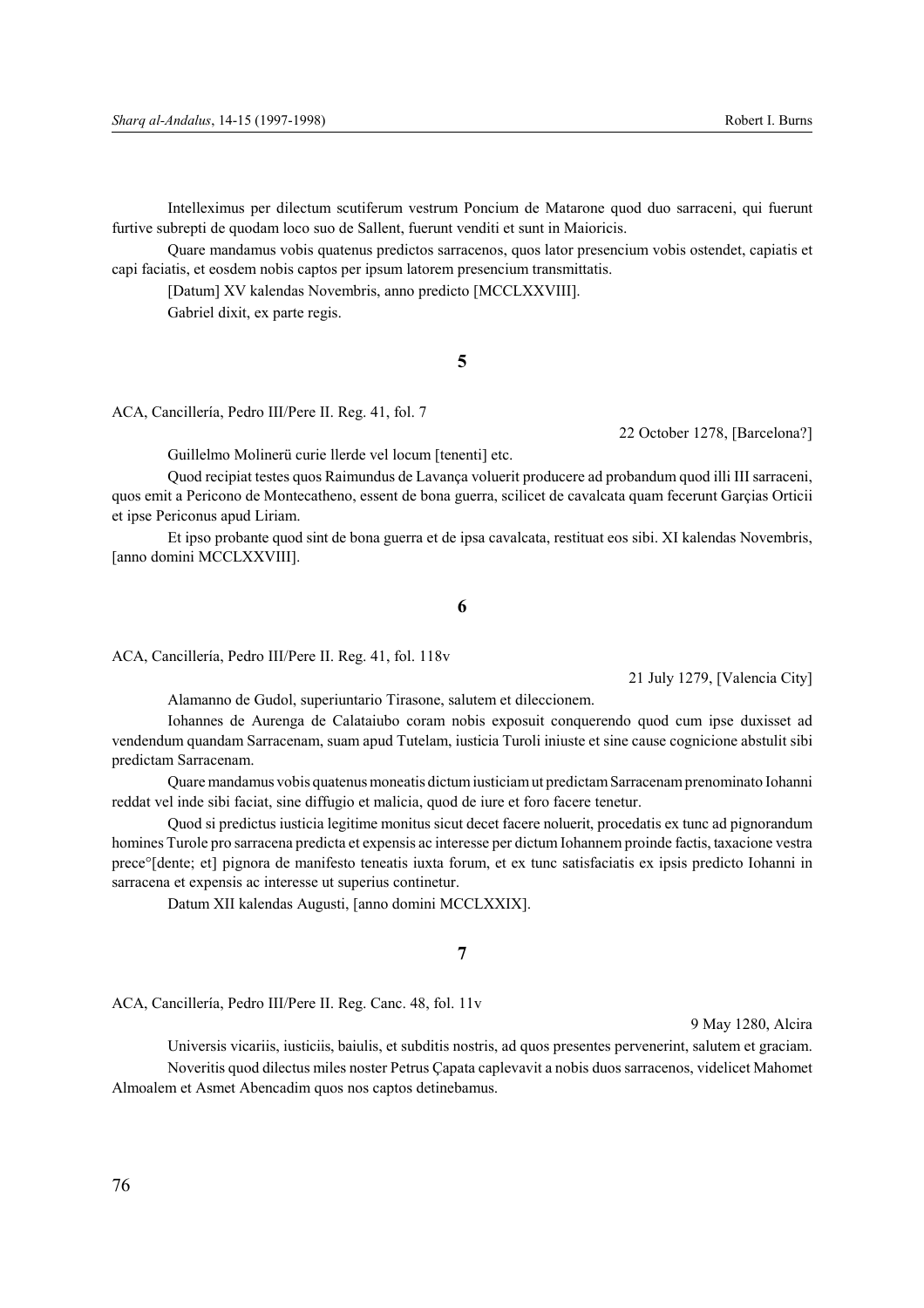Intelleximus per dilectum scutiferum vestrum Poncium de Matarone quod duo sarraceni, qui fuerunt furtive subrepti de quodam loco suo de Sallent, fuerunt venditi et sunt in Maioricis.

Quare mandamus vobis quatenus predictos sarracenos, quos lator presencium vobis ostendet, capiatis et capi faciatis, et eosdem nobis captos per ipsum latorem presencium transmittatis.

[Datum] XV kalendas Novembris, anno predicto [MCCLXXVIII].

Gabriel dixit, ex parte regis.

## 5

ACA, Cancillería, Pedro III/Pere II. Reg. 41, fol. 7

22 October 1278, [Barcelona?]

Guillelmo Molinerü curie Ilerde vel locum [tenenti] etc.

Quod recipiat testes quos Raimundus de Lavança voluerit producere ad probandum quod illi III sarraceni, quos emit a Pericono de Montecatheno, essent de bona guerra, scilicet de cavalcata quam fecerunt Garçias Orticii et ipse Periconus apud Liriam.

Et ipso probante quod sint de bona guerra et de ipsa cavalcata, restituat eos sibi. XI kalendas Novembris, [anno domini MCCLXXVIII].

## 6

ACA, Cancillería, Pedro III/Pere II. Reg. 41, fol. 118v

21 July 1279, [Valencia City]

Alamanno de Gudol, superiuntario Tirasone, salutem et dileccionem.

Iohannes de Aurenga de Calataiubo coram nobis exposuit conquerendo quod cum ipse duxisset ad vendendum quandam Sarracenam, suam apud Tutelam, iusticia Turoli iniuste et sine cause cognicione abstulit sibi predictam Sarracenam.

Quare mandamus vobis quatenus moneatis dictum iusticiam ut predictam Sarracenam prenominato Iohanni reddat vel inde sibi faciat, sine diffugio et malicia, quod de iure et foro facere tenetur.

Quod si predictus iusticia legitime monitus sicut decet facere noluerit, procedatis ex tunc ad pignorandum homines Turole pro sarracena predicta et expensis ac interesse per dictum Iohannem proinde factis, taxacione vestra prece°[dente; et] pignora de manifesto teneatis iuxta forum, et ex tunc satisfaciatis ex ipsis predicto Iohanni in sarracena et expensis ac interesse ut superius continetur.

Datum XII kalendas Augusti, [anno domini MCCLXXIX].

## 7

ACA, Cancillería, Pedro III/Pere II. Reg. Canc. 48, fol. 11v

9 May 1280, Alcira

Universis vicariis, iusticiis, baiulis, et subditis nostris, ad quos presentes pervenerint, salutem et graciam.

Noveritis quod dilectus miles noster Petrus Çapata caplevavit a nobis duos sarracenos, videlicet Mahomet Almoalem et Asmet Abencadim quos nos captos detinebamus.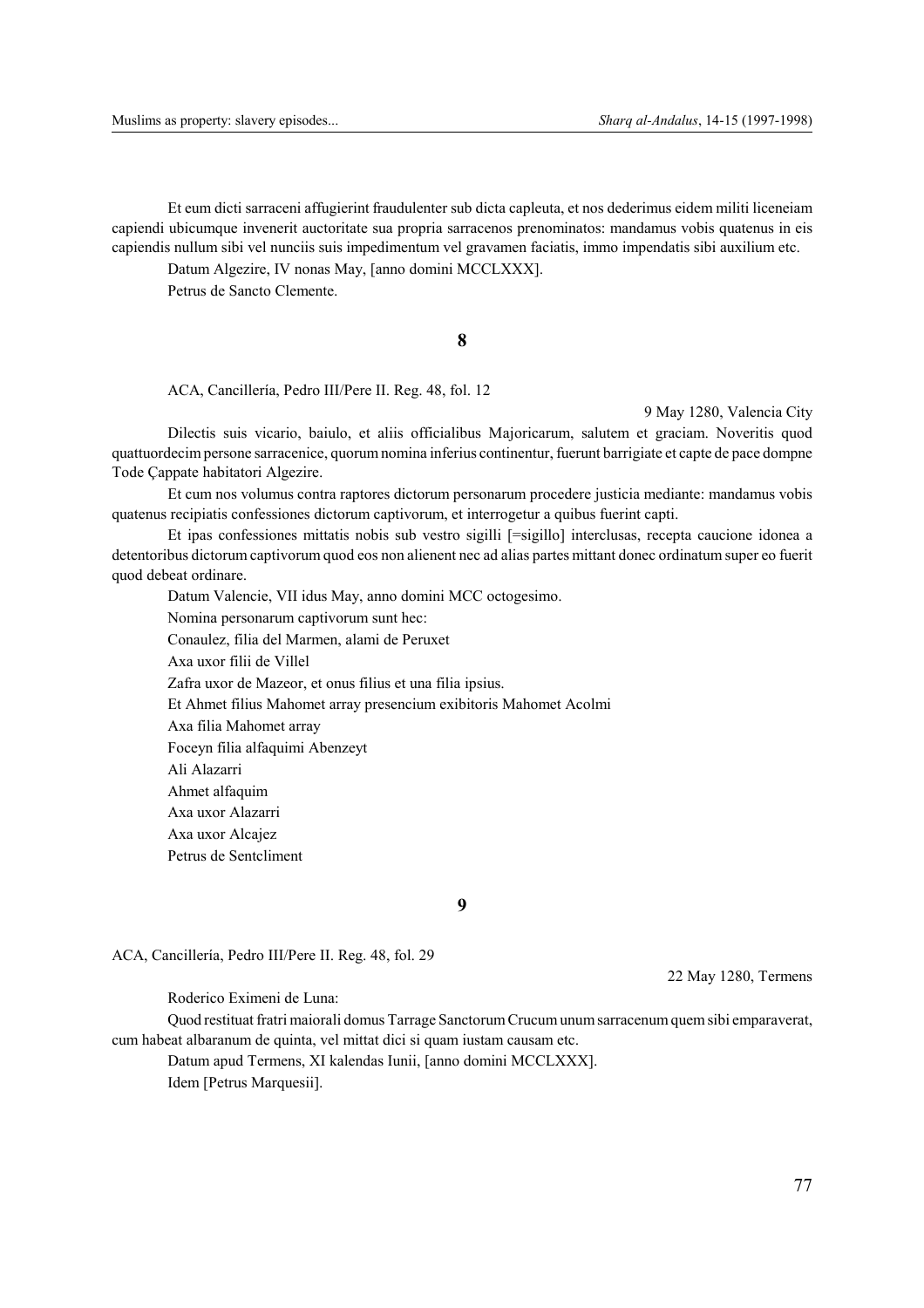Et cum dicti sarraceni affugierint fraudulenter sub dicta capleuta, et nos dederimus eidem militi liceneiam capiendi ubicumque invenerit auctoritate sua propria sarracenos prenominatos: mandamus vobis quatenus in eis capiendis nullum sibi vel nunciis suis impedimentum vel gravamen faciatis, immo impendatis sibi auxilium etc.

Datum Algezire, IV nonas May, [anno domini MCCLXXX].

Petrus de Sancto Clemente.

## 8

ACA, Cancillería, Pedro III/Pere II. Reg. 48, fol. 12

9 May 1280, Valencia City

Dilectis suis vicario, baiulo, et aliis officialibus Majoricarum, salutem et graciam. Noveritis quod quattuordecim persone sarracenice, quorum nomina inferius continentur, fuerunt barrigiate et capte de pace dompne Tode Çappate habitatori Algezire.

Et cum nos volumus contra raptores dictorum personarum procedere justicia mediante: mandamus vobis quatenus recipiatis confessiones dictorum captivorum, et interrogetur a quibus fuerint capti.

Et ipas confessiones mittatis nobis sub vestro sigilli [=sigillo] interclusas, recepta caucione idonea a detentoribus dictorum captivorum quod eos non alienent nec ad alias partes mittant donec ordinatum super eo fuerit quod debeat ordinare.

Datum Valencie, VII idus May, anno domini MCC octogesimo.

Nomina personarum captivorum sunt hec:

Conaulez, filia del Marmen, alami de Peruxet

Axa uxor filii de Villel

Zafra uxor de Mazeor, et onus filius et una filia ipsius.

Et Ahmet filius Mahomet array presencium exibitoris Mahomet Acolmi

Axa filia Mahomet array

Foceyn filia alfaquimi Abenzeyt

Ali Alazarri

Ahmet alfaquim

Axa uxor Alazarri

Axa uxor Alcajez

Petrus de Sentcliment

## 9

ACA, Cancillería, Pedro III/Pere II. Reg. 48, fol. 29

22 May 1280, Termens

Roderico Eximeni de Luna:

Quod restituat fratri maiorali domus Tarrage Sanctorum Crucum unum sarracenum quem sibi emparaverat, cum habeat albaranum de quinta, vel mittat dici si quam iustam causam etc.

Datum apud Termens, XI kalendas Iunii, [anno domini MCCLXXX].

Idem [Petrus Marquesii].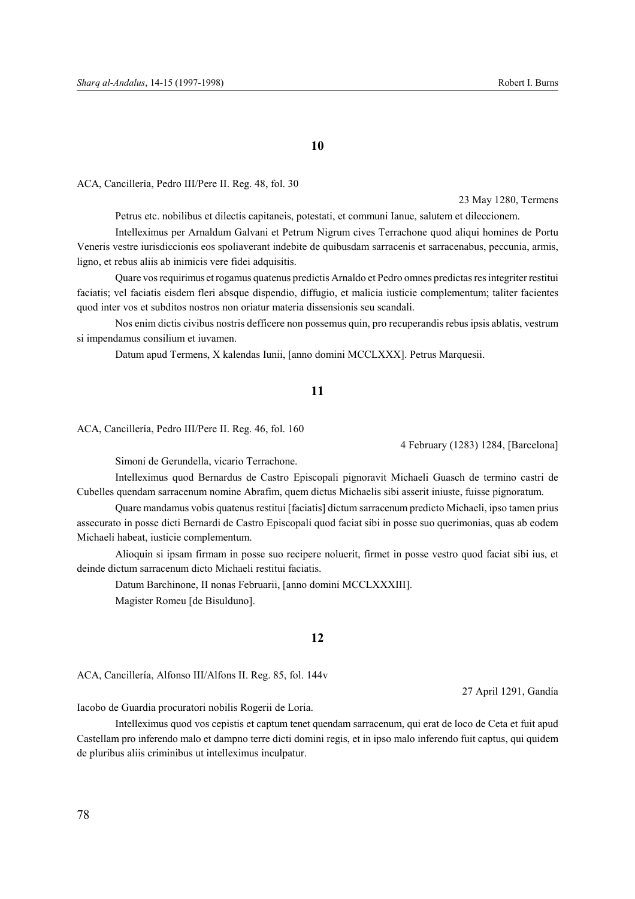## 10

ACA, Cancillería, Pedro III/Pere II. Reg. 48, fol. 30

23 May 1280, Termens

Petrus etc. nobilibus et dilectis capitaneis, potestati, et communi Ianue, salutem et dileccionem.

Intelleximus per Arnaldum Galvani et Petrum Nigrum cives Terrachone quod aliqui homines de Portu Veneris vestre iurisdiccionis eos spoliaverant indebite de quibusdam sarracenis et sarracenabus, peccunia, armis, ligno, et rebus aliis ab inimicis vere fidei adquisitis.

Quare vos requirimus et rogamus quatenus predictis Arnaldo et Pedro omnes predictas res integriter restitui faciatis; vel faciatis eisdem fleri absque dispendio, diffugio, et malicia iusticie complementum; taliter facientes quod inter vos et subditos nostros non oriatur materia dissensionis seu scandali.

Nos enim dictis civibus nostris defficere non possemus quin, pro recuperandis rebus ipsis ablatis, vestrum si impendamus consilium et iuvamen.

Datum apud Termens, X kalendas Iunii, [anno domini MCCLXXX]. Petrus Marquesii.

## 11

ACA, Cancillería, Pedro III/Pere II. Reg. 46, fol. 160

4 February (1283) 1284, [Barcelona]

Simoni de Gerundella, vicario Terrachone.

Intelleximus quod Bernardus de Castro Episcopali pignoravit Michaeli Guasch de termino castri de Cubelles quendam sarracenum nomine Abrafim, quem dictus Michaelis sibi asserit iniuste, fuisse pignoratum.

Quare mandamus vobis quatenus restitui [faciatis] dictum sarracenum predicto Michaeli, ipso tamen prius assecurato in posse dicti Bernardi de Castro Episcopali quod faciat sibi in posse suo querimonias, quas ab eodem Michaeli habeat, iusticie complementum.

Alioquin si ipsam firmam in posse suo recipere noluerit, firmet in posse vestro quod faciat sibi ius, et deinde dictum sarracenum dicto Michaeli restitui faciatis.

Datum Barchinone, II nonas Februarii, [anno domini MCCLXXXIII].

Magister Romeu [de Bisulduno].

## 12

ACA, Cancillería, Alfonso III/Alfons II. Reg. 85, fol. 144v

27 April 1291, Gandía

Iacobo de Guardia procuratori nobilis Rogerii de Loria.

Intelleximus quod vos cepistis et captum tenet quendam sarracenum, qui erat de loco de Ceta et fuit apud Castellam pro inferendo malo et dampno terre dicti domini regis, et in ipso malo inferendo fuit captus, qui quidem de pluribus aliis criminibus ut intelleximus inculpatur.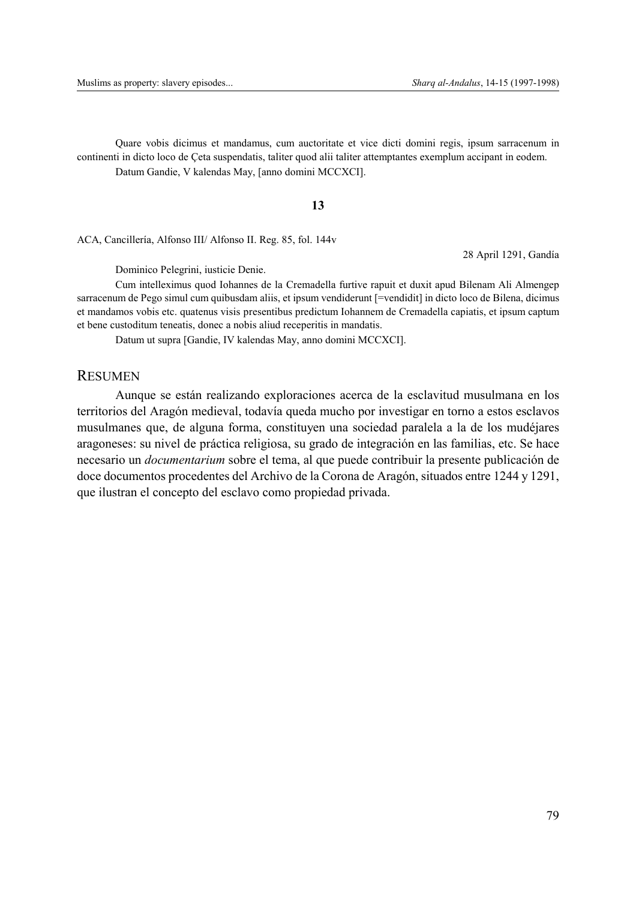Quare vobis dicimus et mandamus, cum auctoritate et vice dicti domini regis, ipsum sarracenum in continenti in dicto loco de Çeta suspendatis, taliter quod alii taliter attemptantes exemplum accipant in eodem.

Datum Gandie, V kalendas May, [anno domini MCCXCI].

**13**

ACA, Cancillería, Alfonso III/ Alfonso II. Reg. 85, fol. 144v

28 April 1291, Gandía

Dominico Pelegrini, iusticie Denie.

Cum intelleximus quod Iohannes de la Cremadella furtive rapuit et duxit apud Bilenam Ali Almengep sarracenum de Pego simul cum quibusdam aliis, et ipsum vendiderunt [=vendidit] in dicto loco de Bilena, dicimus et mandamos vobis etc. quatenus visis presentibus predictum Iohannem de Cremadella capiatis, et ipsum captum et bene custoditum teneatis, donec a nobis aliud receperitis in mandatis.

Datum ut supra [Gandie, IV kalendas May, anno domini MCCXCI].

## RESUMEN

Aunque se están realizando exploraciones acerca de la esclavitud musulmana en los territorios del Aragón medieval, todavía queda mucho por investigar en torno a estos esclavos musulmanes que, de alguna forma, constituyen una sociedad paralela a la de los mudéjares aragoneses: su nivel de práctica religiosa, su grado de integración en las familias, etc. Se hace necesario un *documentarium* sobre el tema, al que puede contribuir la presente publicación de doce documentos procedentes del Archivo de la Corona de Aragón, situados entre 1244 y 1291, que ilustran el concepto del esclavo como propiedad privada.